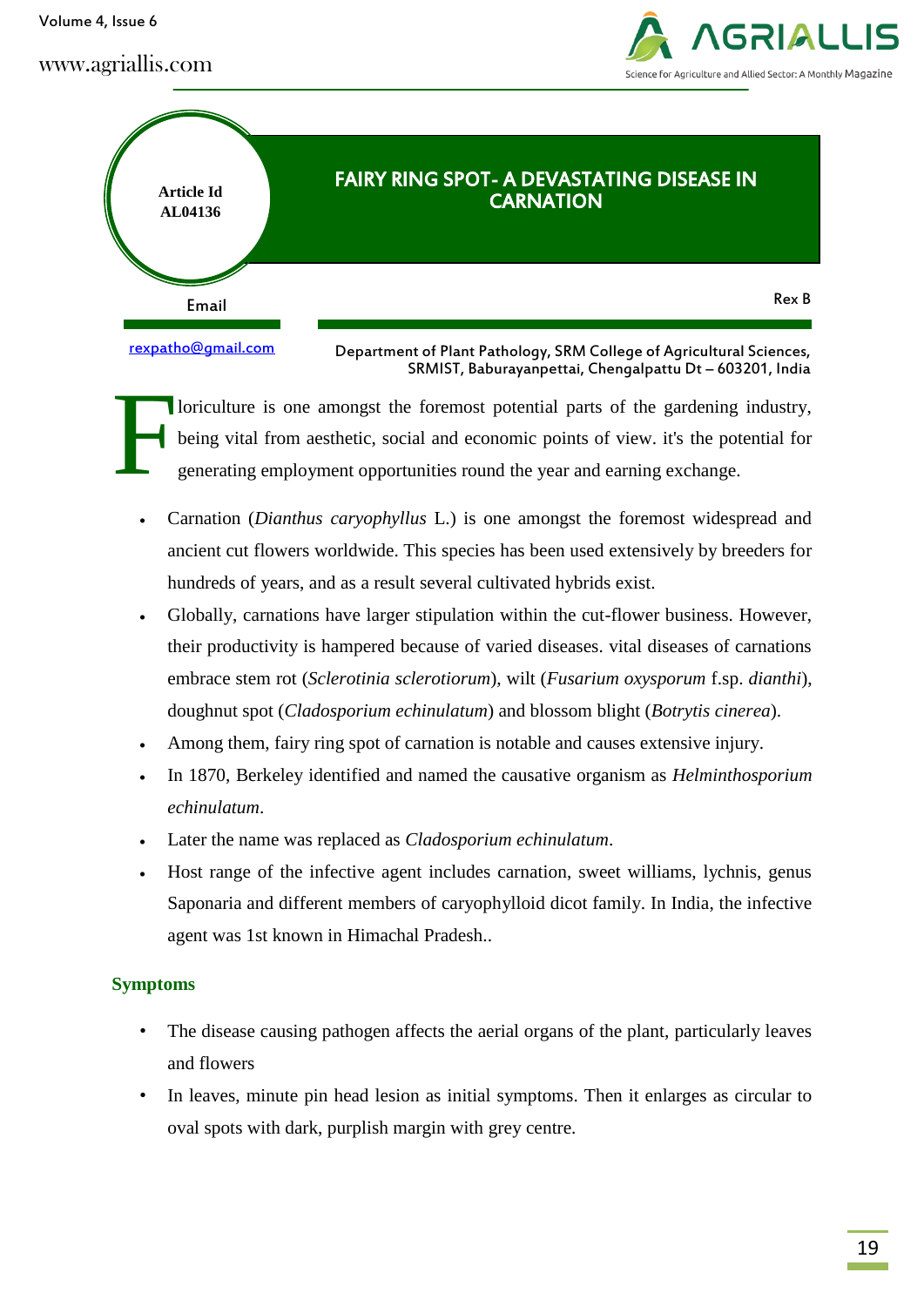Article Id
AL04136

# FAIRY RING SPOT- A DEVASTATING DISEASE IN CARNATION

Email

rexpatho@gmail.com

Rex B

Department of Plant Pathology, SRM College of Agricultural Sciences, SRMIST, Baburayanpettai, Chengalpattu Dt – 603201, India

Floriculture is one amongst the foremost potential parts of the gardening industry, being vital from aesthetic, social and economic points of view. it's the potential for generating employment opportunities round the year and earning exchange.

- Carnation (*Dianthus caryophyllus* L.) is one amongst the foremost widespread and ancient cut flowers worldwide. This species has been used extensively by breeders for hundreds of years, and as a result several cultivated hybrids exist.
- Globally, carnations have larger stipulation within the cut-flower business. However, their productivity is hampered because of varied diseases. vital diseases of carnations embrace stem rot (*Sclerotinia sclerotiorum*), wilt (*Fusarium oxysporum* f.sp. *dianthi*), doughnut spot (*Cladosporium echinulatum*) and blossom blight (*Botrytis cinerea*).
- Among them, fairy ring spot of carnation is notable and causes extensive injury.
- In 1870, Berkeley identified and named the causative organism as *Helminthosporium echinulatum*.
- Later the name was replaced as *Cladosporium echinulatum*.
- Host range of the infective agent includes carnation, sweet williams, lychnis, genus Saponaria and different members of caryophylloid dicot family. In India, the infective agent was 1st known in Himachal Pradesh..

## Symptoms

- The disease causing pathogen affects the aerial organs of the plant, particularly leaves and flowers
- In leaves, minute pin head lesion as initial symptoms. Then it enlarges as circular to oval spots with dark, purplish margin with grey centre.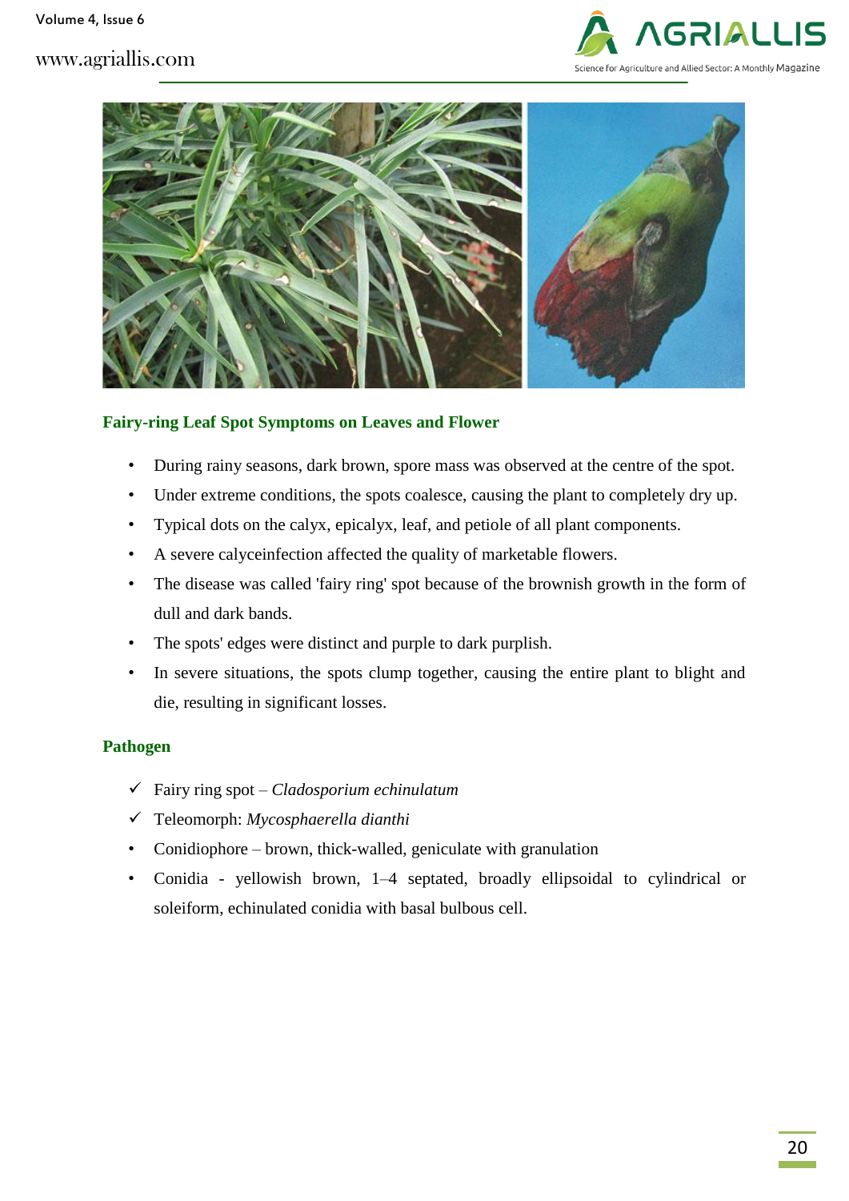### Fairy-ring Leaf Spot Symptoms on Leaves and Flower

- During rainy seasons, dark brown, spore mass was observed at the centre of the spot.
- Under extreme conditions, the spots coalesce, causing the plant to completely dry up.
- Typical dots on the calyx, epicalyx, leaf, and petiole of all plant components.
- A severe calyceinfection affected the quality of marketable flowers.
- The disease was called 'fairy ring' spot because of the brownish growth in the form of dull and dark bands.
- The spots' edges were distinct and purple to dark purplish.
- In severe situations, the spots clump together, causing the entire plant to blight and die, resulting in significant losses.

### Pathogen

- ✓ Fairy ring spot – *Cladosporium echinulatum*
- ✓ Teleomorph: *Mycosphaerella dianthi*
- Conidiophore – brown, thick-walled, geniculate with granulation
- Conidia - yellowish brown, 1–4 septated, broadly ellipsoidal to cylindrical or soleiform, echinulated conidia with basal bulbous cell.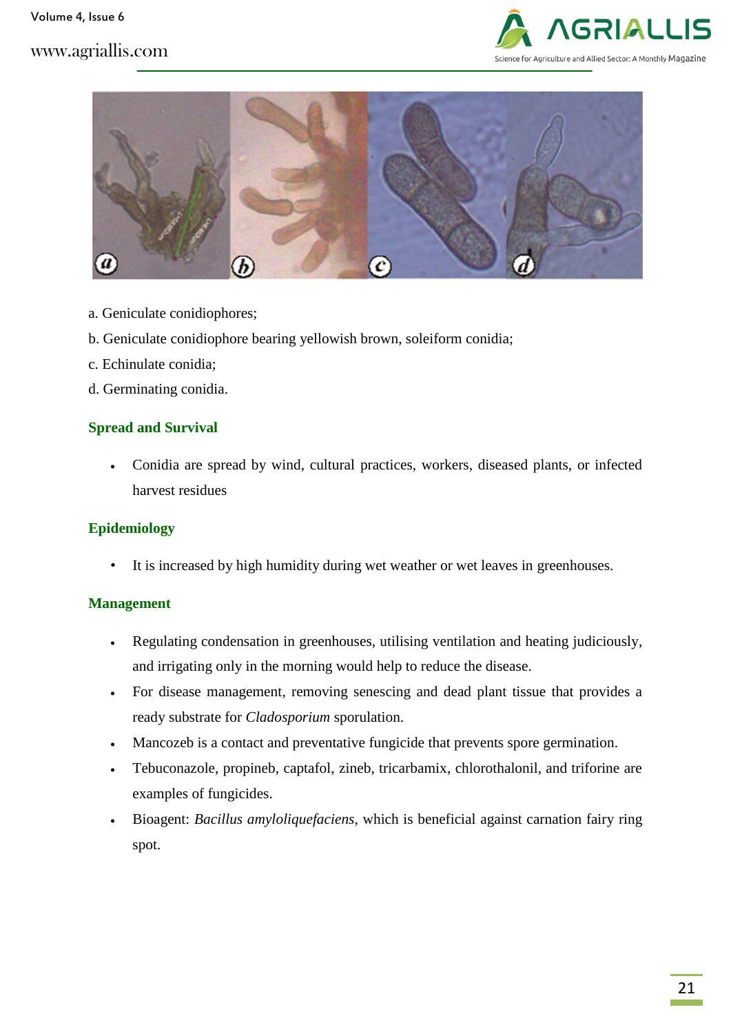a. Geniculate conidiophores;

b. Geniculate conidiophore bearing yellowish brown, soleiform conidia;

c. Echinulate conidia;

d. Germinating conidia.

## Spread and Survival

- Conidia are spread by wind, cultural practices, workers, diseased plants, or infected harvest residues

## Epidemiology

- It is increased by high humidity during wet weather or wet leaves in greenhouses.

## Management

- Regulating condensation in greenhouses, utilising ventilation and heating judiciously, and irrigating only in the morning would help to reduce the disease.
- For disease management, removing senescing and dead plant tissue that provides a ready substrate for *Cladosporium* sporulation.
- Mancozeb is a contact and preventative fungicide that prevents spore germination.
- Tebuconazole, propineb, captafol, zineb, tricarbamix, chlorothalonil, and triforine are examples of fungicides.
- Bioagent: *Bacillus amyloliquefaciens*, which is beneficial against carnation fairy ring spot.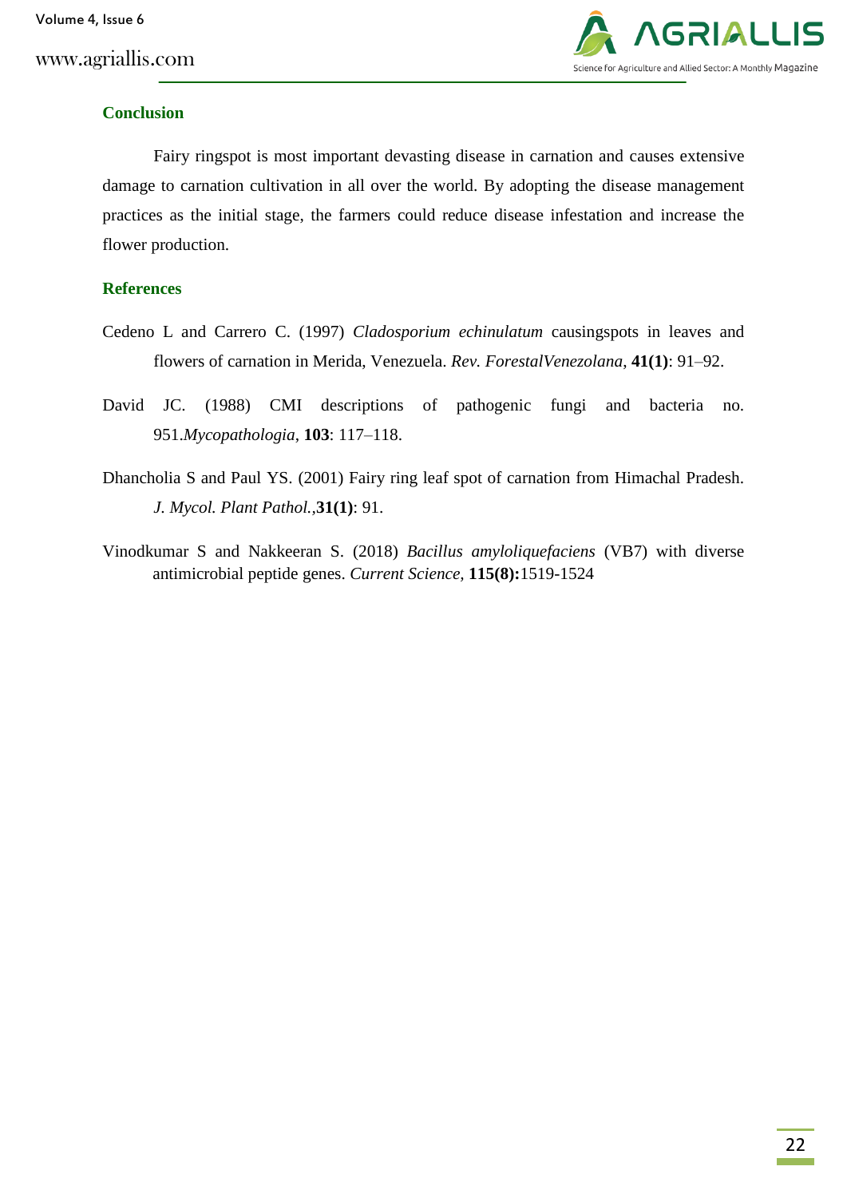## Conclusion

Fairy ringspot is most important devasting disease in carnation and causes extensive damage to carnation cultivation in all over the world. By adopting the disease management practices as the initial stage, the farmers could reduce disease infestation and increase the flower production.

## References

Cedeno L and Carrero C. (1997) *Cladosporium echinulatum* causingspots in leaves and flowers of carnation in Merida, Venezuela. *Rev. ForestalVenezolana*, **41(1)**: 91–92.

David JC. (1988) CMI descriptions of pathogenic fungi and bacteria no. 951.*Mycopathologia*, **103**: 117–118.

Dhancholia S and Paul YS. (2001) Fairy ring leaf spot of carnation from Himachal Pradesh. *J. Mycol. Plant Pathol.*,**31(1)**: 91.

Vinodkumar S and Nakkeeran S. (2018) *Bacillus amyloliquefaciens* (VB7) with diverse antimicrobial peptide genes. *Current Science,* **115(8):**1519-1524